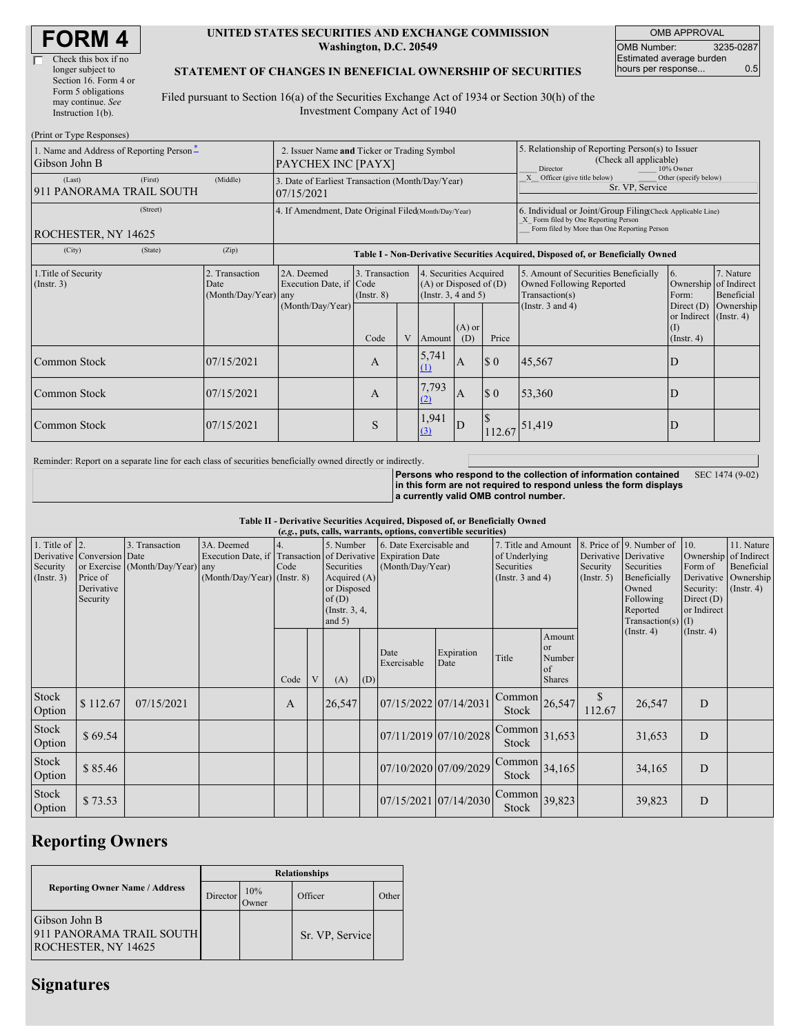# FORM 4

☐ Check this box if no longer subject to Section 16. Form 4 or Form 5 obligations may continue. *See* Instruction 1(b).

**UNITED STATES SECURITIES AND EXCHANGE COMMISSION**
**Washington, D.C. 20549**

**STATEMENT OF CHANGES IN BENEFICIAL OWNERSHIP OF SECURITIES**

Filed pursuant to Section 16(a) of the Securities Exchange Act of 1934 or Section 30(h) of the Investment Company Act of 1940

| OMB APPROVAL | |
|---|---|
| OMB Number: | 3235-0287 |
| Estimated average burden hours per response... | 0.5 |

(Print or Type Responses)

| 1. Name and Address of Reporting Person * | 2. Issuer Name **and** Ticker or Trading Symbol | 5. Relationship of Reporting Person(s) to Issuer (Check all applicable) |
|---|---|---|
| Gibson John B | PAYCHEX INC [PAYX] | ___ Director ___ 10% Owner |
| (Last) (First) (Middle) | 3. Date of Earliest Transaction (Month/Day/Year) | _X_ Officer (give title below) ___ Other (specify below) |
| 911 PANORAMA TRAIL SOUTH | 07/15/2021 | Sr. VP, Service |
| (Street) | 4. If Amendment, Date Original Filed (Month/Day/Year) | 6. Individual or Joint/Group Filing (Check Applicable Line) _X_ Form filed by One Reporting Person ___ Form filed by More than One Reporting Person |
| ROCHESTER, NY 14625 | | |
| (City) (State) (Zip) | | |

**Table I - Non-Derivative Securities Acquired, Disposed of, or Beneficially Owned**

| 1.Title of Security (Instr. 3) | 2. Transaction Date (Month/Day/Year) | 2A. Deemed Execution Date, if any (Month/Day/Year) | 3. Transaction Code (Instr. 8) | | 4. Securities Acquired (A) or Disposed of (D) (Instr. 3, 4 and 5) | | | 5. Amount of Securities Beneficially Owned Following Reported Transaction(s) (Instr. 3 and 4) | 6. Ownership Form: Direct (D) or Indirect (I) (Instr. 4) | 7. Nature of Indirect Beneficial Ownership (Instr. 4) |
|---|---|---|---|---|---|---|---|---|---|---|
| | | | Code | V | Amount | (A) or (D) | Price | | | |
| Common Stock | 07/15/2021 | | A | | 5,741 (1) | A | $ 0 | 45,567 | D | |
| Common Stock | 07/15/2021 | | A | | 7,793 (2) | A | $ 0 | 53,360 | D | |
| Common Stock | 07/15/2021 | | S | | 1,941 (3) | D | $ 112.67 | 51,419 | D | |

Reminder: Report on a separate line for each class of securities beneficially owned directly or indirectly.

**Persons who respond to the collection of information contained in this form are not required to respond unless the form displays a currently valid OMB control number.** SEC 1474 (9-02)

**Table II - Derivative Securities Acquired, Disposed of, or Beneficially Owned**
***(e.g.*, puts, calls, warrants, options, convertible securities)**

| 1. Title of Derivative Security (Instr. 3) | 2. Conversion or Exercise Price of Derivative Security | 3. Transaction Date (Month/Day/Year) | 3A. Deemed Execution Date, if any (Month/Day/Year) | 4. Transaction Code (Instr. 8) | | 5. Number of Derivative Securities Acquired (A) or Disposed of (D) (Instr. 3, 4, and 5) | | 6. Date Exercisable and Expiration Date (Month/Day/Year) | | 7. Title and Amount of Underlying Securities (Instr. 3 and 4) | | 8. Price of Derivative Security (Instr. 5) | 9. Number of Derivative Securities Beneficially Owned Following Reported Transaction(s) (Instr. 4) | 10. Ownership Form of Derivative Security: Direct (D) or Indirect (I) (Instr. 4) | 11. Nature of Indirect Beneficial Ownership (Instr. 4) |
|---|---|---|---|---|---|---|---|---|---|---|---|---|---|---|---|
| | | | | Code | V | (A) | (D) | Date Exercisable | Expiration Date | Title | Amount or Number of Shares | | | | |
| Stock Option | $ 112.67 | 07/15/2021 | | A | | 26,547 | | 07/15/2022 | 07/14/2031 | Common Stock | 26,547 | $ 112.67 | 26,547 | D | |
| Stock Option | $ 69.54 | | | | | | | 07/11/2019 | 07/10/2028 | Common Stock | 31,653 | | 31,653 | D | |
| Stock Option | $ 85.46 | | | | | | | 07/10/2020 | 07/09/2029 | Common Stock | 34,165 | | 34,165 | D | |
| Stock Option | $ 73.53 | | | | | | | 07/15/2021 | 07/14/2030 | Common Stock | 39,823 | | 39,823 | D | |

## Reporting Owners

| Reporting Owner Name / Address | Relationships | | | |
|---|---|---|---|---|
| | Director | 10% Owner | Officer | Other |
| Gibson John B 911 PANORAMA TRAIL SOUTH ROCHESTER, NY 14625 | | | Sr. VP, Service | |

## Signatures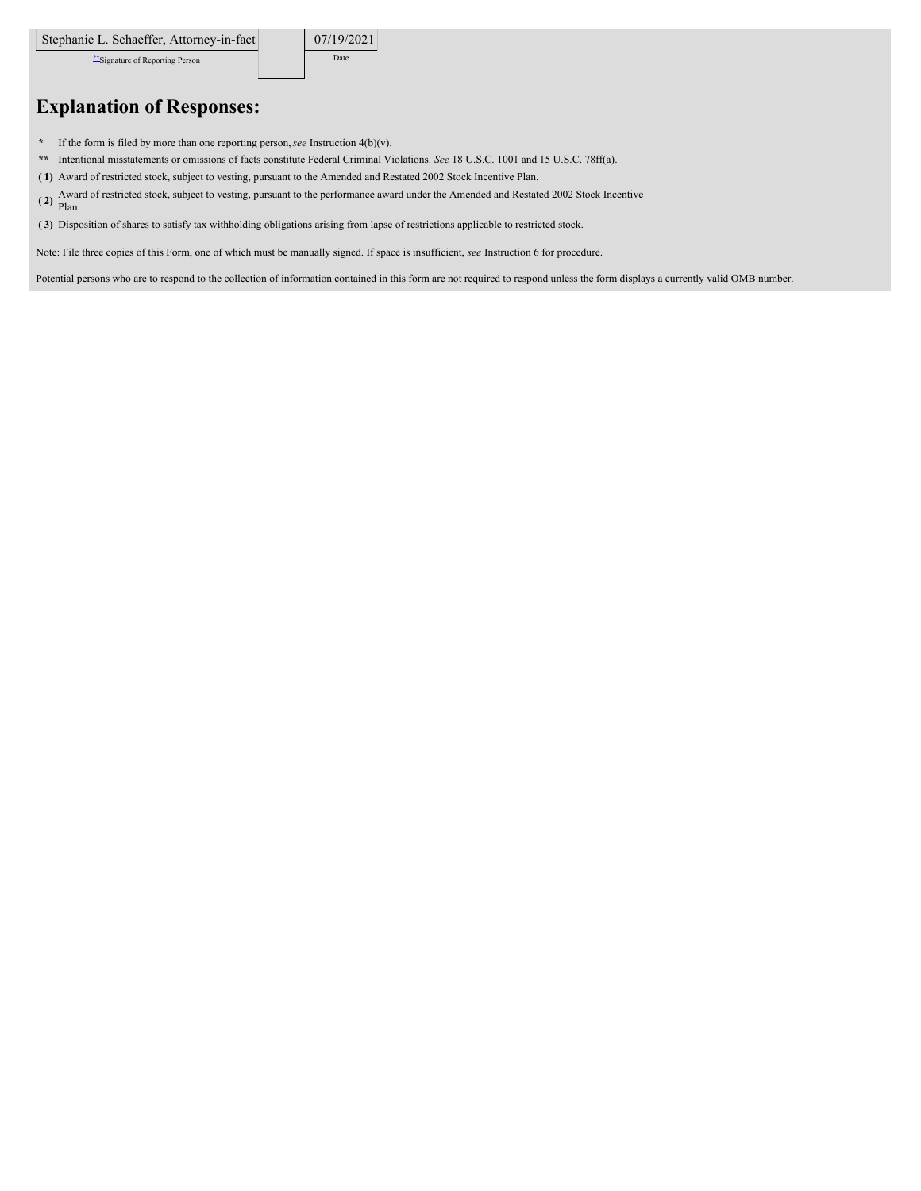| | | |
|---|---|---|
| Stephanie L. Schaeffer, Attorney-in-fact | | 07/19/2021 |
| ** Signature of Reporting Person | | Date |

# Explanation of Responses:

\* If the form is filed by more than one reporting person, *see* Instruction 4(b)(v).

\*\* Intentional misstatements or omissions of facts constitute Federal Criminal Violations. *See* 18 U.S.C. 1001 and 15 U.S.C. 78ff(a).

**( 1)** Award of restricted stock, subject to vesting, pursuant to the Amended and Restated 2002 Stock Incentive Plan.

**( 2)** Award of restricted stock, subject to vesting, pursuant to the performance award under the Amended and Restated 2002 Stock Incentive Plan.

**( 3)** Disposition of shares to satisfy tax withholding obligations arising from lapse of restrictions applicable to restricted stock.

Note: File three copies of this Form, one of which must be manually signed. If space is insufficient, *see* Instruction 6 for procedure.

Potential persons who are to respond to the collection of information contained in this form are not required to respond unless the form displays a currently valid OMB number.